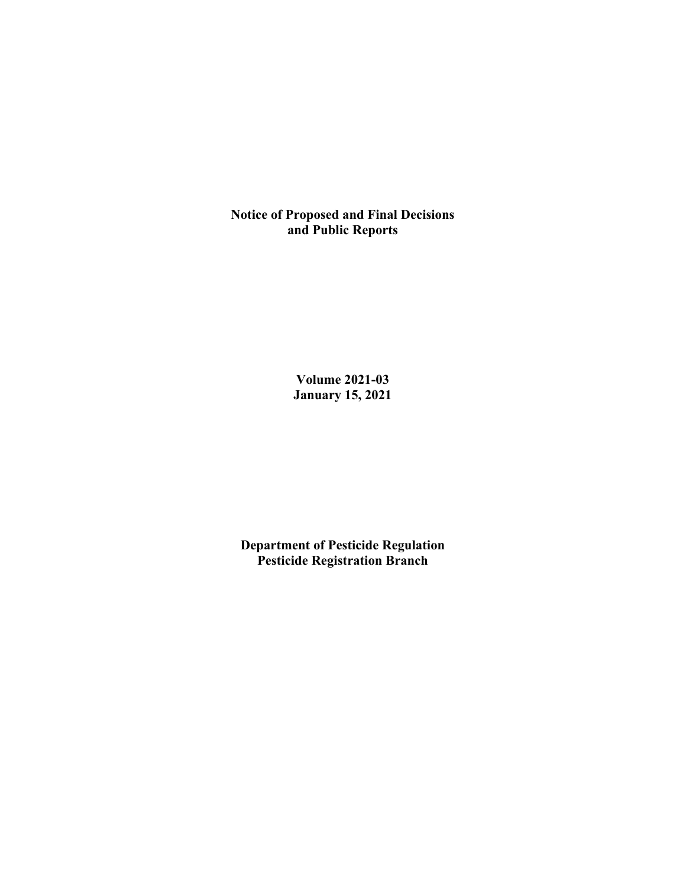**Notice of Proposed and Final Decisions and Public Reports**

**Volume 2021-03**
**January 15, 2021**

**Department of Pesticide Regulation**
**Pesticide Registration Branch**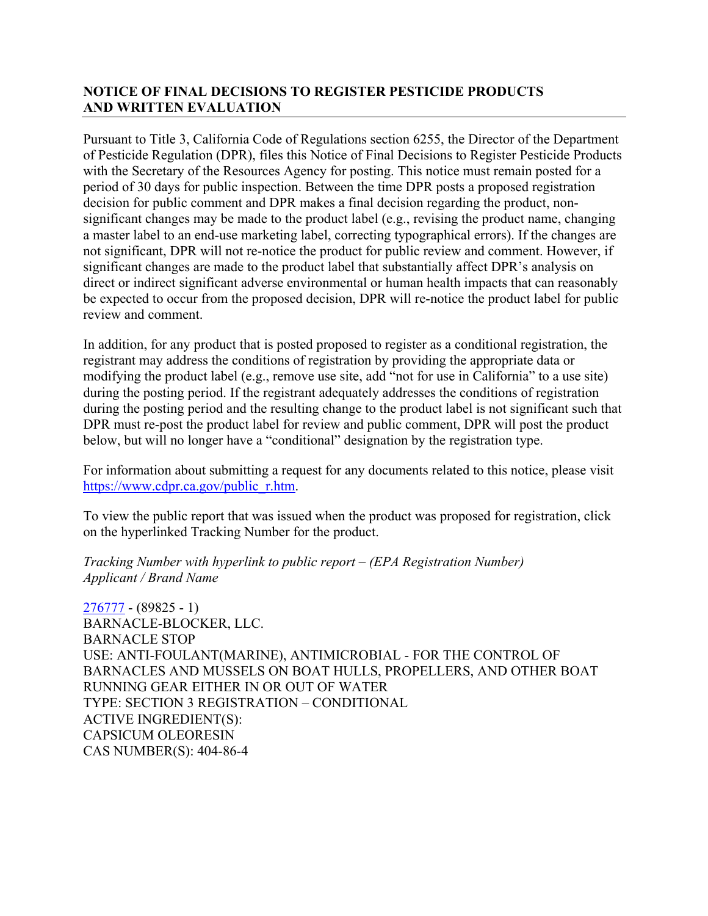## NOTICE OF FINAL DECISIONS TO REGISTER PESTICIDE PRODUCTS AND WRITTEN EVALUATION

Pursuant to Title 3, California Code of Regulations section 6255, the Director of the Department of Pesticide Regulation (DPR), files this Notice of Final Decisions to Register Pesticide Products with the Secretary of the Resources Agency for posting. This notice must remain posted for a period of 30 days for public inspection. Between the time DPR posts a proposed registration decision for public comment and DPR makes a final decision regarding the product, non-significant changes may be made to the product label (e.g., revising the product name, changing a master label to an end-use marketing label, correcting typographical errors). If the changes are not significant, DPR will not re-notice the product for public review and comment. However, if significant changes are made to the product label that substantially affect DPR's analysis on direct or indirect significant adverse environmental or human health impacts that can reasonably be expected to occur from the proposed decision, DPR will re-notice the product label for public review and comment.

In addition, for any product that is posted proposed to register as a conditional registration, the registrant may address the conditions of registration by providing the appropriate data or modifying the product label (e.g., remove use site, add "not for use in California" to a use site) during the posting period. If the registrant adequately addresses the conditions of registration during the posting period and the resulting change to the product label is not significant such that DPR must re-post the product label for review and public comment, DPR will post the product below, but will no longer have a "conditional" designation by the registration type.

For information about submitting a request for any documents related to this notice, please visit https://www.cdpr.ca.gov/public_r.htm.

To view the public report that was issued when the product was proposed for registration, click on the hyperlinked Tracking Number for the product.

*Tracking Number with hyperlink to public report – (EPA Registration Number)*
*Applicant / Brand Name*

276777 - (89825 - 1)
BARNACLE-BLOCKER, LLC.
BARNACLE STOP
USE: ANTI-FOULANT(MARINE), ANTIMICROBIAL - FOR THE CONTROL OF BARNACLES AND MUSSELS ON BOAT HULLS, PROPELLERS, AND OTHER BOAT RUNNING GEAR EITHER IN OR OUT OF WATER
TYPE: SECTION 3 REGISTRATION – CONDITIONAL
ACTIVE INGREDIENT(S):
CAPSICUM OLEORESIN
CAS NUMBER(S): 404-86-4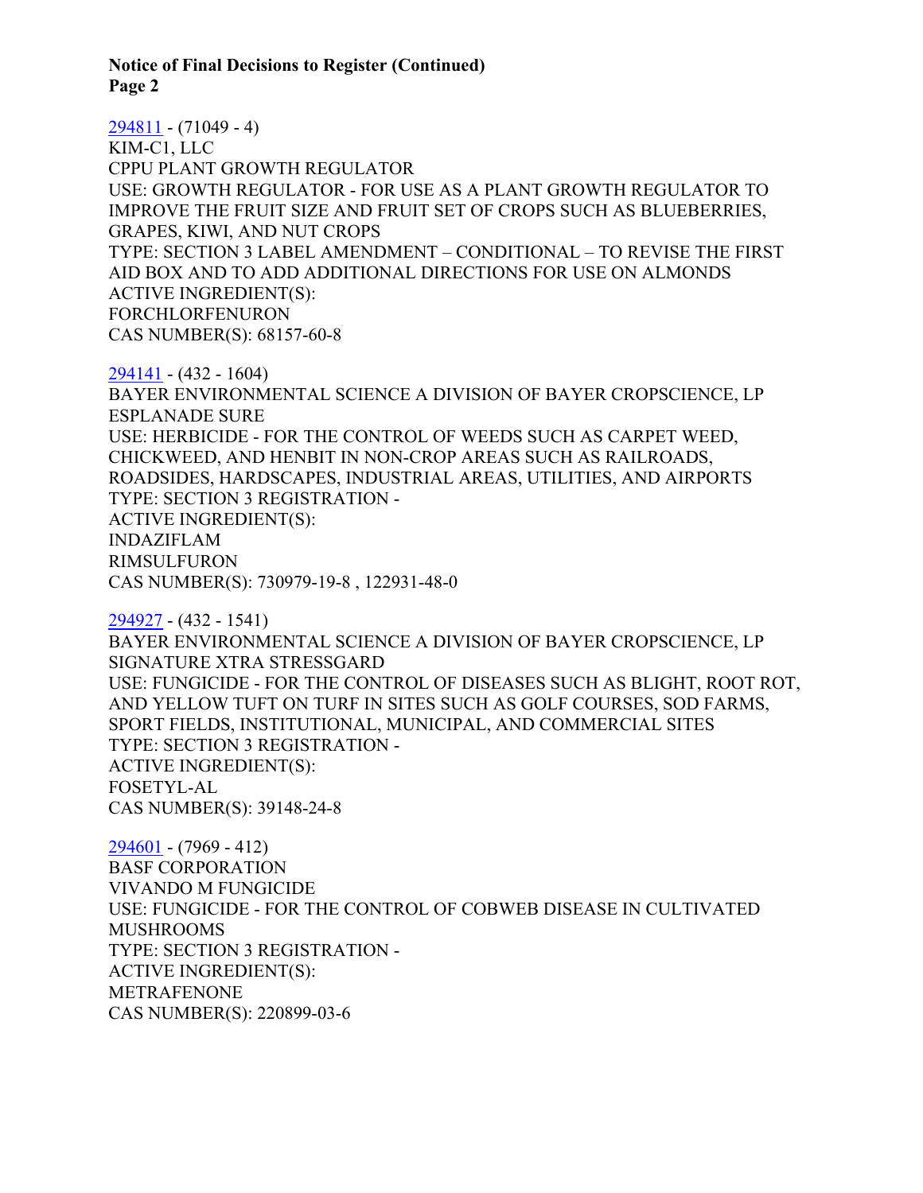294811 - (71049 - 4)
KIM-C1, LLC
CPPU PLANT GROWTH REGULATOR
USE: GROWTH REGULATOR - FOR USE AS A PLANT GROWTH REGULATOR TO IMPROVE THE FRUIT SIZE AND FRUIT SET OF CROPS SUCH AS BLUEBERRIES, GRAPES, KIWI, AND NUT CROPS
TYPE: SECTION 3 LABEL AMENDMENT – CONDITIONAL – TO REVISE THE FIRST AID BOX AND TO ADD ADDITIONAL DIRECTIONS FOR USE ON ALMONDS
ACTIVE INGREDIENT(S):
FORCHLORFENURON
CAS NUMBER(S): 68157-60-8

294141 - (432 - 1604)
BAYER ENVIRONMENTAL SCIENCE A DIVISION OF BAYER CROPSCIENCE, LP
ESPLANADE SURE
USE: HERBICIDE - FOR THE CONTROL OF WEEDS SUCH AS CARPET WEED, CHICKWEED, AND HENBIT IN NON-CROP AREAS SUCH AS RAILROADS, ROADSIDES, HARDSCAPES, INDUSTRIAL AREAS, UTILITIES, AND AIRPORTS
TYPE: SECTION 3 REGISTRATION -
ACTIVE INGREDIENT(S):
INDAZIFLAM
RIMSULFURON
CAS NUMBER(S): 730979-19-8 , 122931-48-0

294927 - (432 - 1541)
BAYER ENVIRONMENTAL SCIENCE A DIVISION OF BAYER CROPSCIENCE, LP
SIGNATURE XTRA STRESSGARD
USE: FUNGICIDE - FOR THE CONTROL OF DISEASES SUCH AS BLIGHT, ROOT ROT, AND YELLOW TUFT ON TURF IN SITES SUCH AS GOLF COURSES, SOD FARMS, SPORT FIELDS, INSTITUTIONAL, MUNICIPAL, AND COMMERCIAL SITES
TYPE: SECTION 3 REGISTRATION -
ACTIVE INGREDIENT(S):
FOSETYL-AL
CAS NUMBER(S): 39148-24-8

294601 - (7969 - 412)
BASF CORPORATION
VIVANDO M FUNGICIDE
USE: FUNGICIDE - FOR THE CONTROL OF COBWEB DISEASE IN CULTIVATED MUSHROOMS
TYPE: SECTION 3 REGISTRATION -
ACTIVE INGREDIENT(S):
METRAFENONE
CAS NUMBER(S): 220899-03-6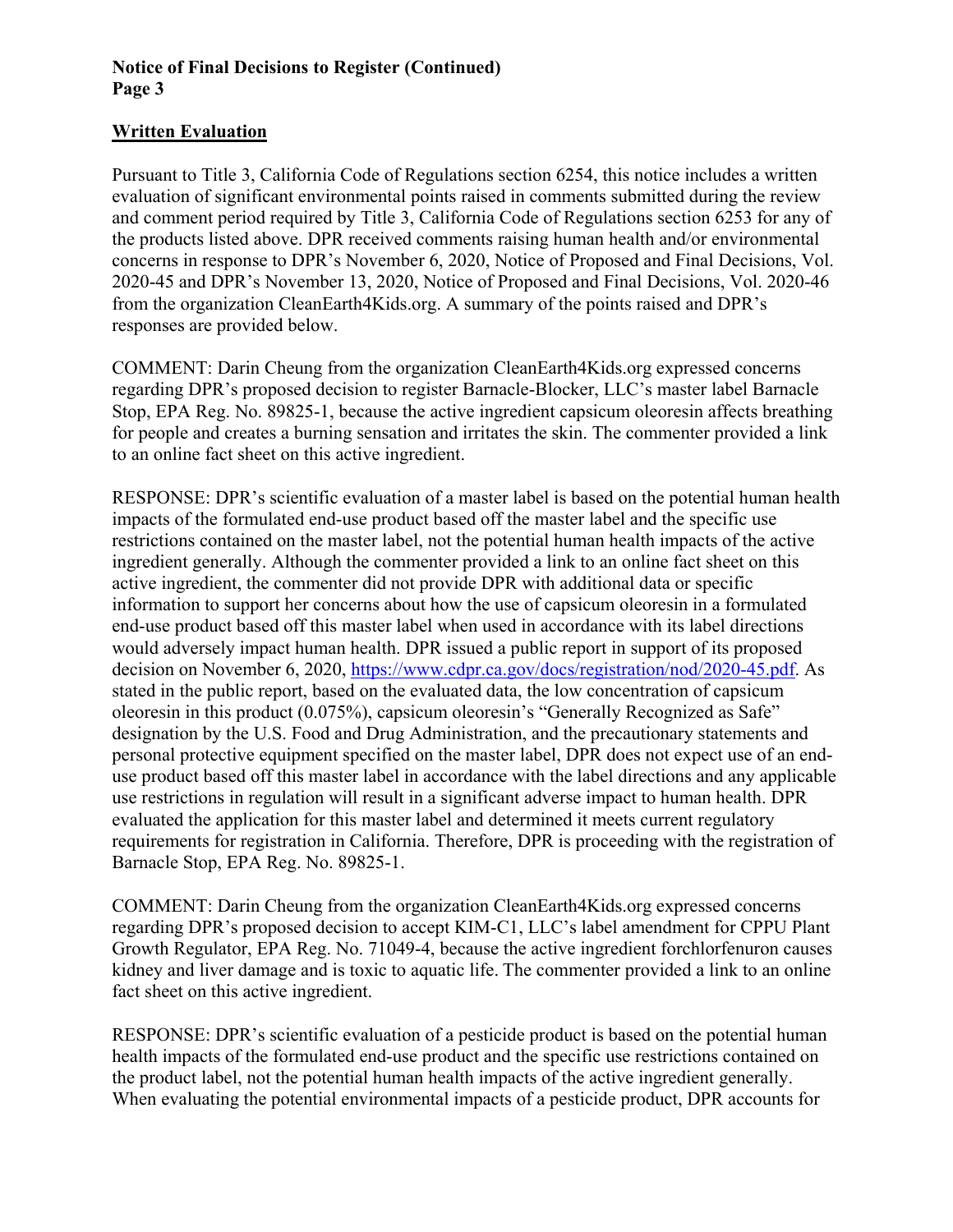## Written Evaluation

Pursuant to Title 3, California Code of Regulations section 6254, this notice includes a written evaluation of significant environmental points raised in comments submitted during the review and comment period required by Title 3, California Code of Regulations section 6253 for any of the products listed above. DPR received comments raising human health and/or environmental concerns in response to DPR's November 6, 2020, Notice of Proposed and Final Decisions, Vol. 2020-45 and DPR's November 13, 2020, Notice of Proposed and Final Decisions, Vol. 2020-46 from the organization CleanEarth4Kids.org. A summary of the points raised and DPR's responses are provided below.

COMMENT: Darin Cheung from the organization CleanEarth4Kids.org expressed concerns regarding DPR's proposed decision to register Barnacle-Blocker, LLC's master label Barnacle Stop, EPA Reg. No. 89825-1, because the active ingredient capsicum oleoresin affects breathing for people and creates a burning sensation and irritates the skin. The commenter provided a link to an online fact sheet on this active ingredient.

RESPONSE: DPR's scientific evaluation of a master label is based on the potential human health impacts of the formulated end-use product based off the master label and the specific use restrictions contained on the master label, not the potential human health impacts of the active ingredient generally. Although the commenter provided a link to an online fact sheet on this active ingredient, the commenter did not provide DPR with additional data or specific information to support her concerns about how the use of capsicum oleoresin in a formulated end-use product based off this master label when used in accordance with its label directions would adversely impact human health. DPR issued a public report in support of its proposed decision on November 6, 2020, https://www.cdpr.ca.gov/docs/registration/nod/2020-45.pdf. As stated in the public report, based on the evaluated data, the low concentration of capsicum oleoresin in this product (0.075%), capsicum oleoresin's "Generally Recognized as Safe" designation by the U.S. Food and Drug Administration, and the precautionary statements and personal protective equipment specified on the master label, DPR does not expect use of an end-use product based off this master label in accordance with the label directions and any applicable use restrictions in regulation will result in a significant adverse impact to human health. DPR evaluated the application for this master label and determined it meets current regulatory requirements for registration in California. Therefore, DPR is proceeding with the registration of Barnacle Stop, EPA Reg. No. 89825-1.

COMMENT: Darin Cheung from the organization CleanEarth4Kids.org expressed concerns regarding DPR's proposed decision to accept KIM-C1, LLC's label amendment for CPPU Plant Growth Regulator, EPA Reg. No. 71049-4, because the active ingredient forchlorfenuron causes kidney and liver damage and is toxic to aquatic life. The commenter provided a link to an online fact sheet on this active ingredient.

RESPONSE: DPR's scientific evaluation of a pesticide product is based on the potential human health impacts of the formulated end-use product and the specific use restrictions contained on the product label, not the potential human health impacts of the active ingredient generally. When evaluating the potential environmental impacts of a pesticide product, DPR accounts for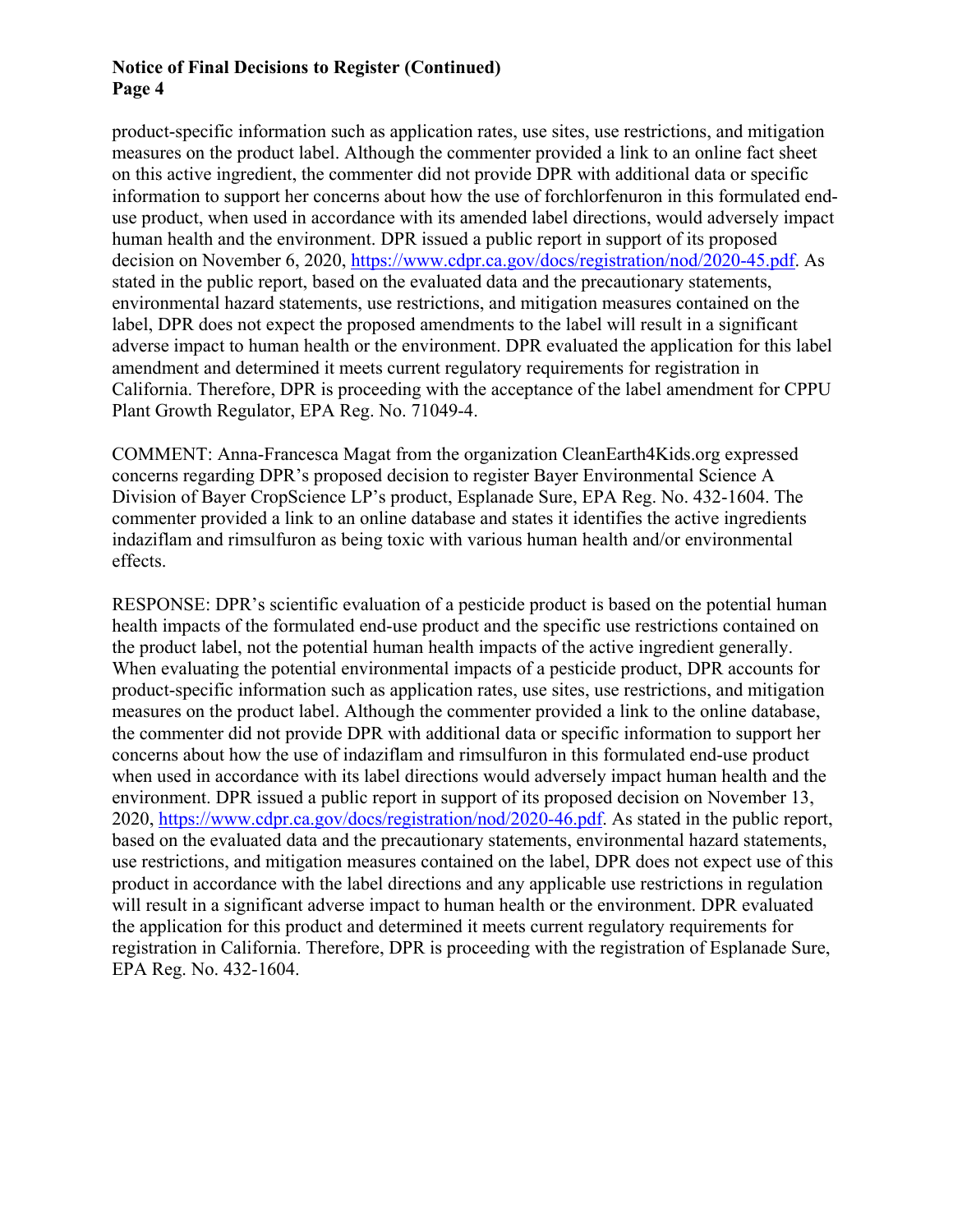product-specific information such as application rates, use sites, use restrictions, and mitigation measures on the product label. Although the commenter provided a link to an online fact sheet on this active ingredient, the commenter did not provide DPR with additional data or specific information to support her concerns about how the use of forchlorfenuron in this formulated end-use product, when used in accordance with its amended label directions, would adversely impact human health and the environment. DPR issued a public report in support of its proposed decision on November 6, 2020, https://www.cdpr.ca.gov/docs/registration/nod/2020-45.pdf. As stated in the public report, based on the evaluated data and the precautionary statements, environmental hazard statements, use restrictions, and mitigation measures contained on the label, DPR does not expect the proposed amendments to the label will result in a significant adverse impact to human health or the environment. DPR evaluated the application for this label amendment and determined it meets current regulatory requirements for registration in California. Therefore, DPR is proceeding with the acceptance of the label amendment for CPPU Plant Growth Regulator, EPA Reg. No. 71049-4.

COMMENT: Anna-Francesca Magat from the organization CleanEarth4Kids.org expressed concerns regarding DPR's proposed decision to register Bayer Environmental Science A Division of Bayer CropScience LP's product, Esplanade Sure, EPA Reg. No. 432-1604. The commenter provided a link to an online database and states it identifies the active ingredients indaziflam and rimsulfuron as being toxic with various human health and/or environmental effects.

RESPONSE: DPR's scientific evaluation of a pesticide product is based on the potential human health impacts of the formulated end-use product and the specific use restrictions contained on the product label, not the potential human health impacts of the active ingredient generally. When evaluating the potential environmental impacts of a pesticide product, DPR accounts for product-specific information such as application rates, use sites, use restrictions, and mitigation measures on the product label. Although the commenter provided a link to the online database, the commenter did not provide DPR with additional data or specific information to support her concerns about how the use of indaziflam and rimsulfuron in this formulated end-use product when used in accordance with its label directions would adversely impact human health and the environment. DPR issued a public report in support of its proposed decision on November 13, 2020, https://www.cdpr.ca.gov/docs/registration/nod/2020-46.pdf. As stated in the public report, based on the evaluated data and the precautionary statements, environmental hazard statements, use restrictions, and mitigation measures contained on the label, DPR does not expect use of this product in accordance with the label directions and any applicable use restrictions in regulation will result in a significant adverse impact to human health or the environment. DPR evaluated the application for this product and determined it meets current regulatory requirements for registration in California. Therefore, DPR is proceeding with the registration of Esplanade Sure, EPA Reg. No. 432-1604.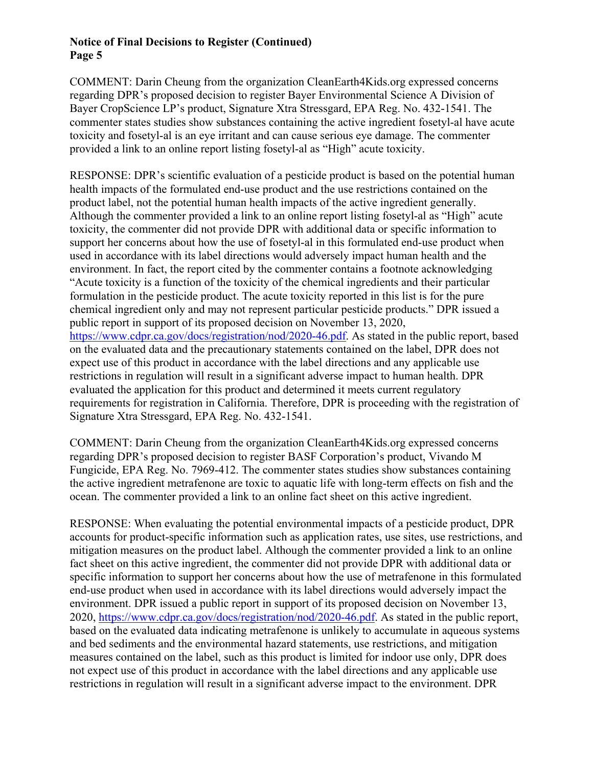COMMENT: Darin Cheung from the organization CleanEarth4Kids.org expressed concerns regarding DPR's proposed decision to register Bayer Environmental Science A Division of Bayer CropScience LP's product, Signature Xtra Stressgard, EPA Reg. No. 432-1541. The commenter states studies show substances containing the active ingredient fosetyl-al have acute toxicity and fosetyl-al is an eye irritant and can cause serious eye damage. The commenter provided a link to an online report listing fosetyl-al as "High" acute toxicity.

RESPONSE: DPR's scientific evaluation of a pesticide product is based on the potential human health impacts of the formulated end-use product and the use restrictions contained on the product label, not the potential human health impacts of the active ingredient generally. Although the commenter provided a link to an online report listing fosetyl-al as "High" acute toxicity, the commenter did not provide DPR with additional data or specific information to support her concerns about how the use of fosetyl-al in this formulated end-use product when used in accordance with its label directions would adversely impact human health and the environment. In fact, the report cited by the commenter contains a footnote acknowledging "Acute toxicity is a function of the toxicity of the chemical ingredients and their particular formulation in the pesticide product. The acute toxicity reported in this list is for the pure chemical ingredient only and may not represent particular pesticide products." DPR issued a public report in support of its proposed decision on November 13, 2020, https://www.cdpr.ca.gov/docs/registration/nod/2020-46.pdf. As stated in the public report, based on the evaluated data and the precautionary statements contained on the label, DPR does not expect use of this product in accordance with the label directions and any applicable use restrictions in regulation will result in a significant adverse impact to human health. DPR evaluated the application for this product and determined it meets current regulatory requirements for registration in California. Therefore, DPR is proceeding with the registration of Signature Xtra Stressgard, EPA Reg. No. 432-1541.

COMMENT: Darin Cheung from the organization CleanEarth4Kids.org expressed concerns regarding DPR's proposed decision to register BASF Corporation's product, Vivando M Fungicide, EPA Reg. No. 7969-412. The commenter states studies show substances containing the active ingredient metrafenone are toxic to aquatic life with long-term effects on fish and the ocean. The commenter provided a link to an online fact sheet on this active ingredient.

RESPONSE: When evaluating the potential environmental impacts of a pesticide product, DPR accounts for product-specific information such as application rates, use sites, use restrictions, and mitigation measures on the product label. Although the commenter provided a link to an online fact sheet on this active ingredient, the commenter did not provide DPR with additional data or specific information to support her concerns about how the use of metrafenone in this formulated end-use product when used in accordance with its label directions would adversely impact the environment. DPR issued a public report in support of its proposed decision on November 13, 2020, https://www.cdpr.ca.gov/docs/registration/nod/2020-46.pdf. As stated in the public report, based on the evaluated data indicating metrafenone is unlikely to accumulate in aqueous systems and bed sediments and the environmental hazard statements, use restrictions, and mitigation measures contained on the label, such as this product is limited for indoor use only, DPR does not expect use of this product in accordance with the label directions and any applicable use restrictions in regulation will result in a significant adverse impact to the environment. DPR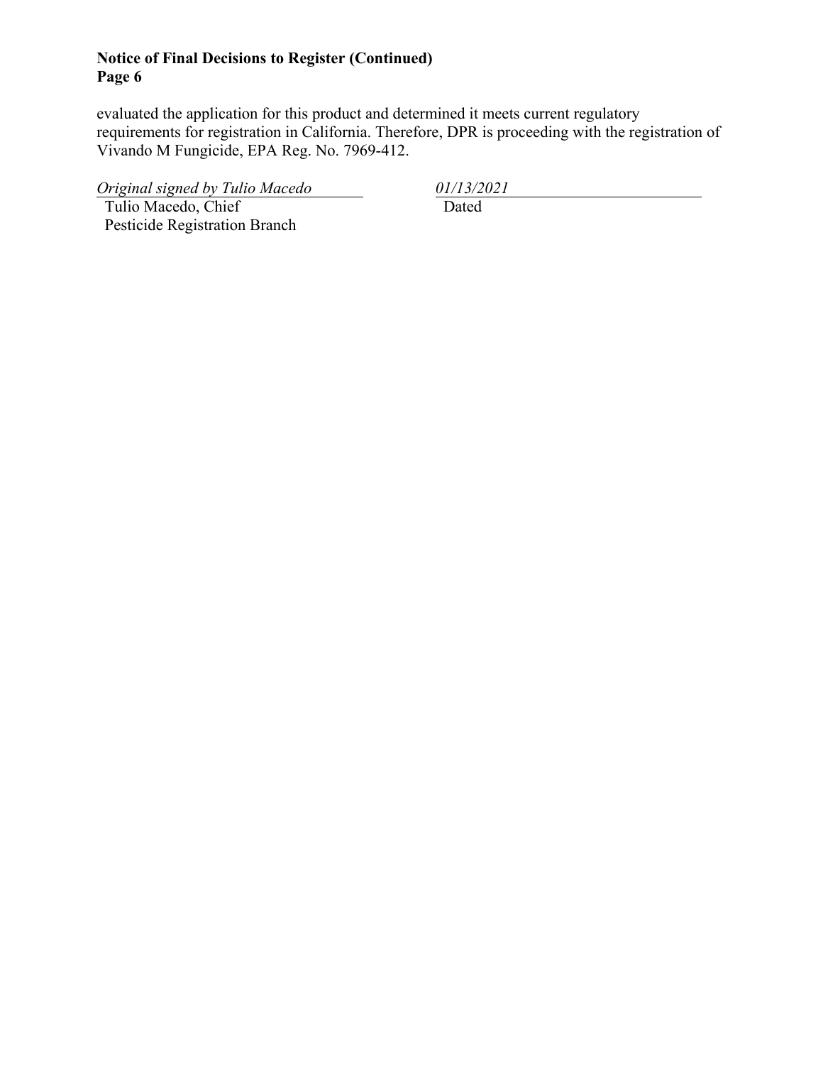evaluated the application for this product and determined it meets current regulatory requirements for registration in California. Therefore, DPR is proceeding with the registration of Vivando M Fungicide, EPA Reg. No. 7969-412.

| *Original signed by Tulio Macedo* | *01/13/2021* |
| --- | --- |
| Tulio Macedo, Chief<br>Pesticide Registration Branch | Dated |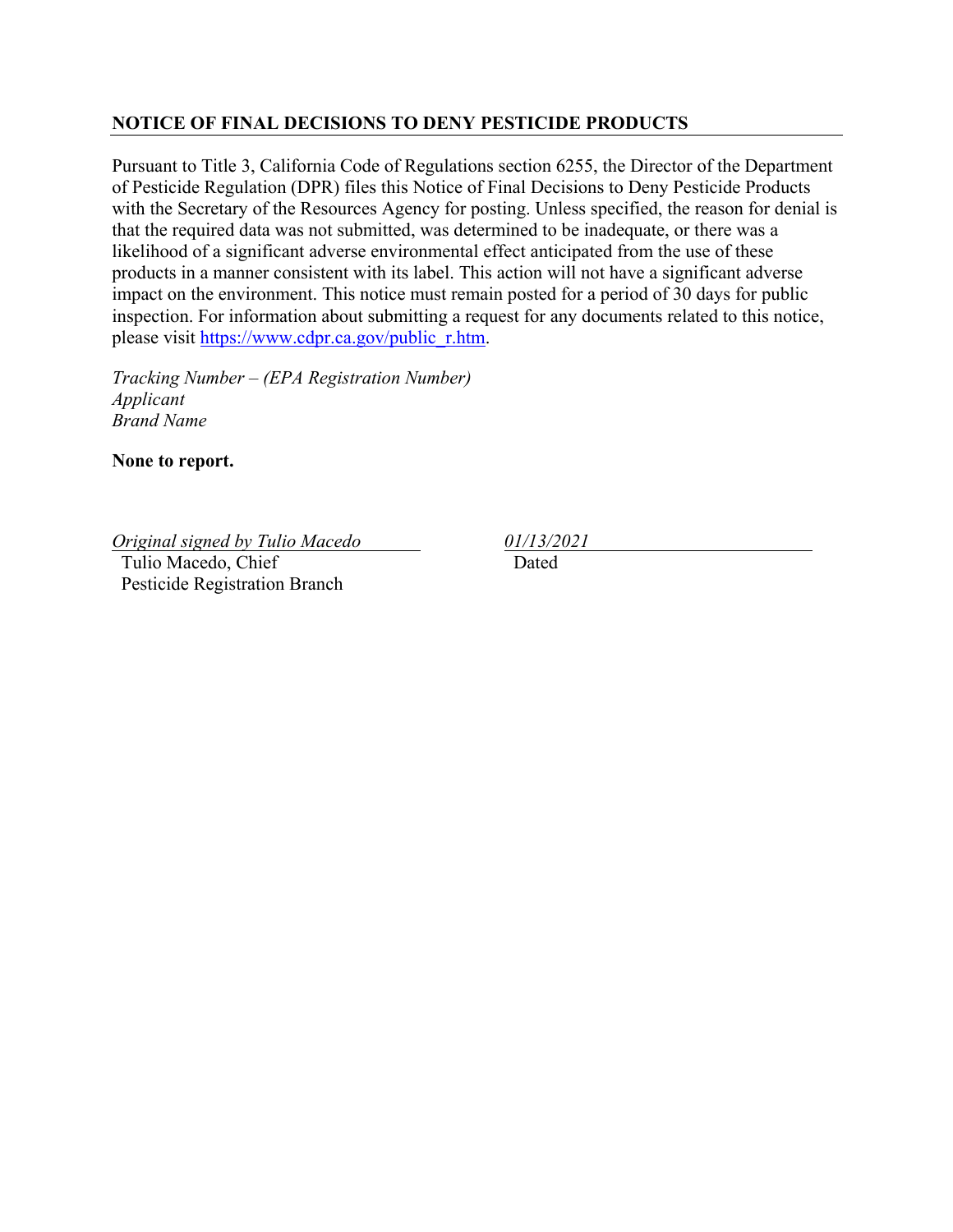**NOTICE OF FINAL DECISIONS TO DENY PESTICIDE PRODUCTS**

Pursuant to Title 3, California Code of Regulations section 6255, the Director of the Department of Pesticide Regulation (DPR) files this Notice of Final Decisions to Deny Pesticide Products with the Secretary of the Resources Agency for posting. Unless specified, the reason for denial is that the required data was not submitted, was determined to be inadequate, or there was a likelihood of a significant adverse environmental effect anticipated from the use of these products in a manner consistent with its label. This action will not have a significant adverse impact on the environment. This notice must remain posted for a period of 30 days for public inspection. For information about submitting a request for any documents related to this notice, please visit [https://www.cdpr.ca.gov/public_r.htm](https://www.cdpr.ca.gov/public_r.htm).

*Tracking Number – (EPA Registration Number)*
*Applicant*
*Brand Name*

**None to report.**

*Original signed by Tulio Macedo*
Tulio Macedo, Chief
Pesticide Registration Branch

*01/13/2021*
Dated